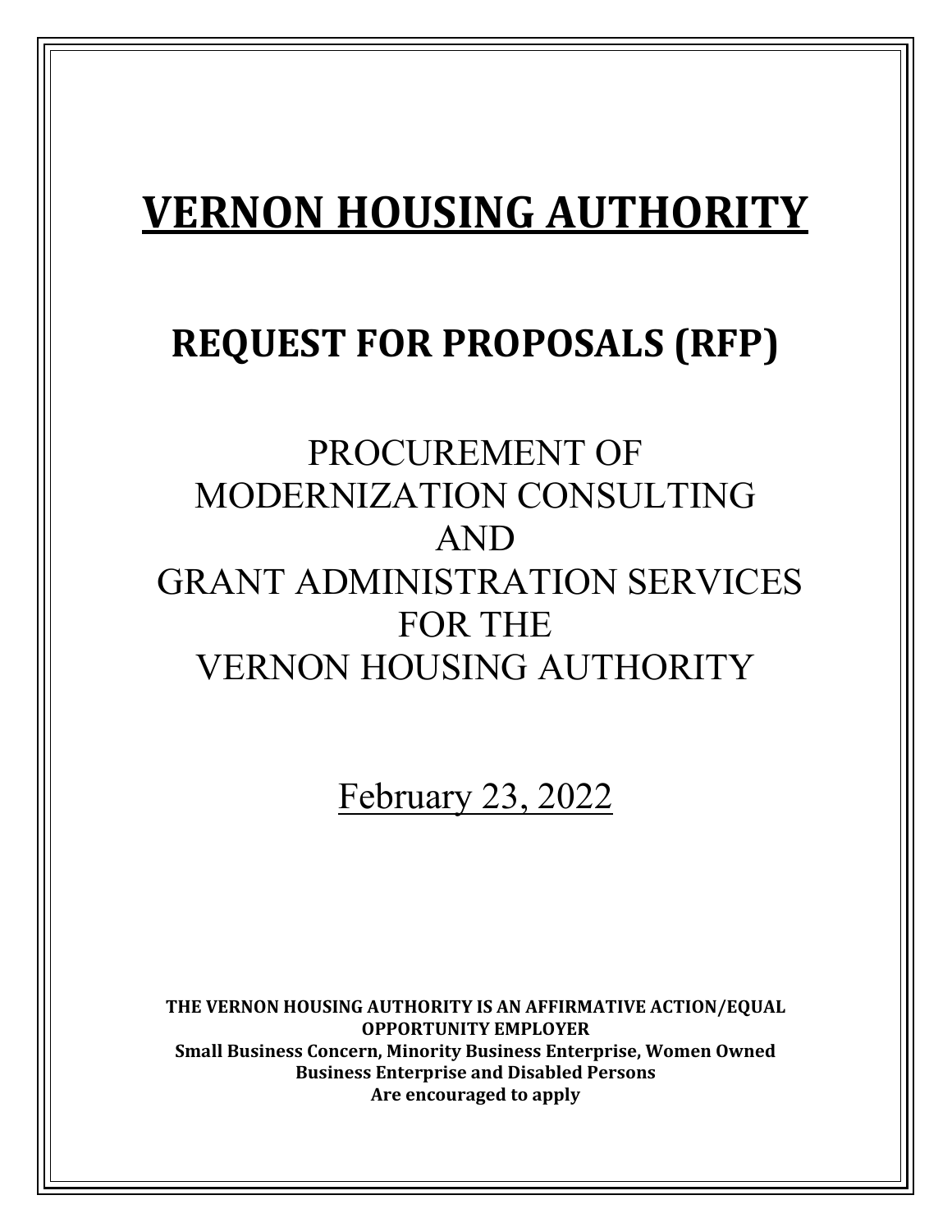# VERNON HOUSING AUTHORITY

## REQUEST FOR PROPOSALS (RFP)

PROCUREMENT OF
MODERNIZATION CONSULTING
AND
GRANT ADMINISTRATION SERVICES
FOR THE
VERNON HOUSING AUTHORITY

February 23, 2022

**THE VERNON HOUSING AUTHORITY IS AN AFFIRMATIVE ACTION/EQUAL OPPORTUNITY EMPLOYER**
**Small Business Concern, Minority Business Enterprise, Women Owned Business Enterprise and Disabled Persons**
**Are encouraged to apply**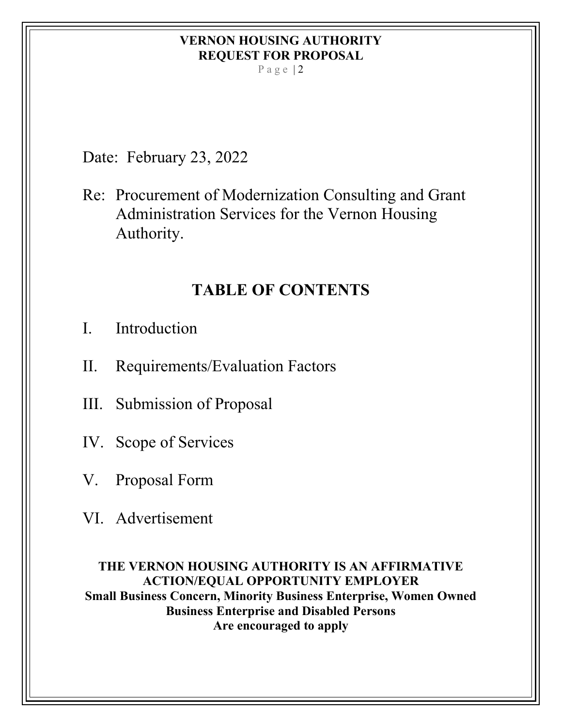Date: February 23, 2022

Re: Procurement of Modernization Consulting and Grant Administration Services for the Vernon Housing Authority.

## TABLE OF CONTENTS

I. Introduction

II. Requirements/Evaluation Factors

III. Submission of Proposal

IV. Scope of Services

V. Proposal Form

VI. Advertisement

**THE VERNON HOUSING AUTHORITY IS AN AFFIRMATIVE ACTION/EQUAL OPPORTUNITY EMPLOYER**
**Small Business Concern, Minority Business Enterprise, Women Owned Business Enterprise and Disabled Persons Are encouraged to apply**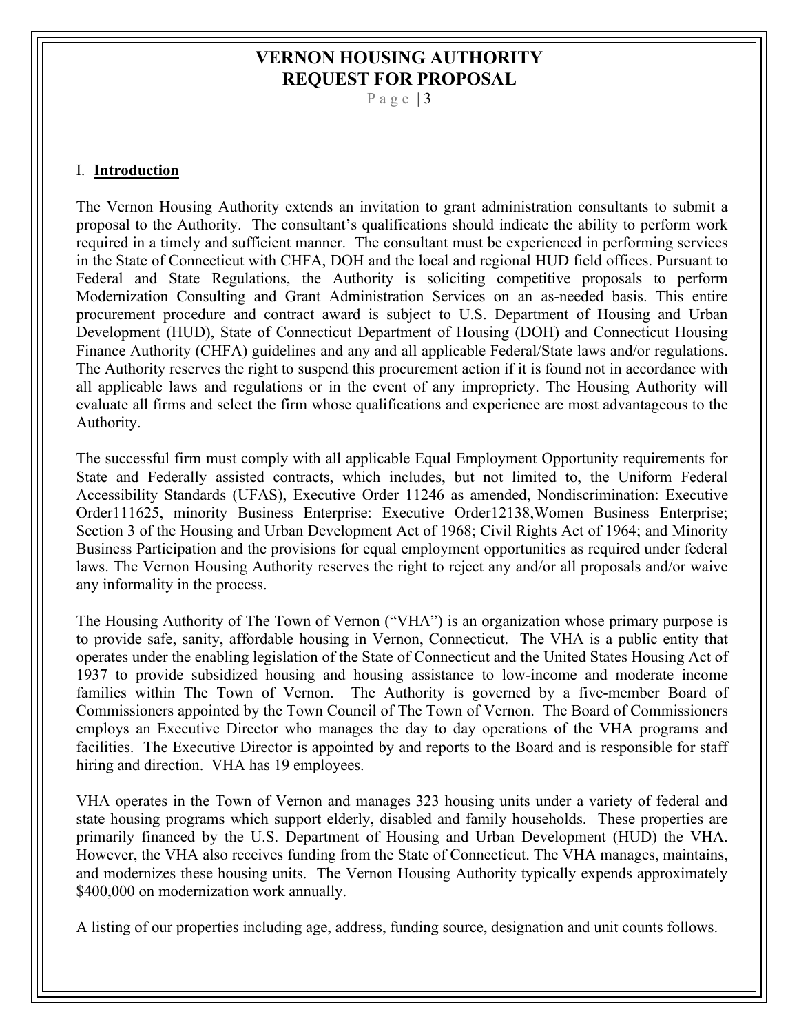## I. **Introduction**

The Vernon Housing Authority extends an invitation to grant administration consultants to submit a proposal to the Authority. The consultant's qualifications should indicate the ability to perform work required in a timely and sufficient manner. The consultant must be experienced in performing services in the State of Connecticut with CHFA, DOH and the local and regional HUD field offices. Pursuant to Federal and State Regulations, the Authority is soliciting competitive proposals to perform Modernization Consulting and Grant Administration Services on an as-needed basis. This entire procurement procedure and contract award is subject to U.S. Department of Housing and Urban Development (HUD), State of Connecticut Department of Housing (DOH) and Connecticut Housing Finance Authority (CHFA) guidelines and any and all applicable Federal/State laws and/or regulations. The Authority reserves the right to suspend this procurement action if it is found not in accordance with all applicable laws and regulations or in the event of any impropriety. The Housing Authority will evaluate all firms and select the firm whose qualifications and experience are most advantageous to the Authority.

The successful firm must comply with all applicable Equal Employment Opportunity requirements for State and Federally assisted contracts, which includes, but not limited to, the Uniform Federal Accessibility Standards (UFAS), Executive Order 11246 as amended, Nondiscrimination: Executive Order111625, minority Business Enterprise: Executive Order12138,Women Business Enterprise; Section 3 of the Housing and Urban Development Act of 1968; Civil Rights Act of 1964; and Minority Business Participation and the provisions for equal employment opportunities as required under federal laws. The Vernon Housing Authority reserves the right to reject any and/or all proposals and/or waive any informality in the process.

The Housing Authority of The Town of Vernon ("VHA") is an organization whose primary purpose is to provide safe, sanity, affordable housing in Vernon, Connecticut. The VHA is a public entity that operates under the enabling legislation of the State of Connecticut and the United States Housing Act of 1937 to provide subsidized housing and housing assistance to low-income and moderate income families within The Town of Vernon. The Authority is governed by a five-member Board of Commissioners appointed by the Town Council of The Town of Vernon. The Board of Commissioners employs an Executive Director who manages the day to day operations of the VHA programs and facilities. The Executive Director is appointed by and reports to the Board and is responsible for staff hiring and direction. VHA has 19 employees.

VHA operates in the Town of Vernon and manages 323 housing units under a variety of federal and state housing programs which support elderly, disabled and family households. These properties are primarily financed by the U.S. Department of Housing and Urban Development (HUD) the VHA. However, the VHA also receives funding from the State of Connecticut. The VHA manages, maintains, and modernizes these housing units. The Vernon Housing Authority typically expends approximately $400,000 on modernization work annually.

A listing of our properties including age, address, funding source, designation and unit counts follows.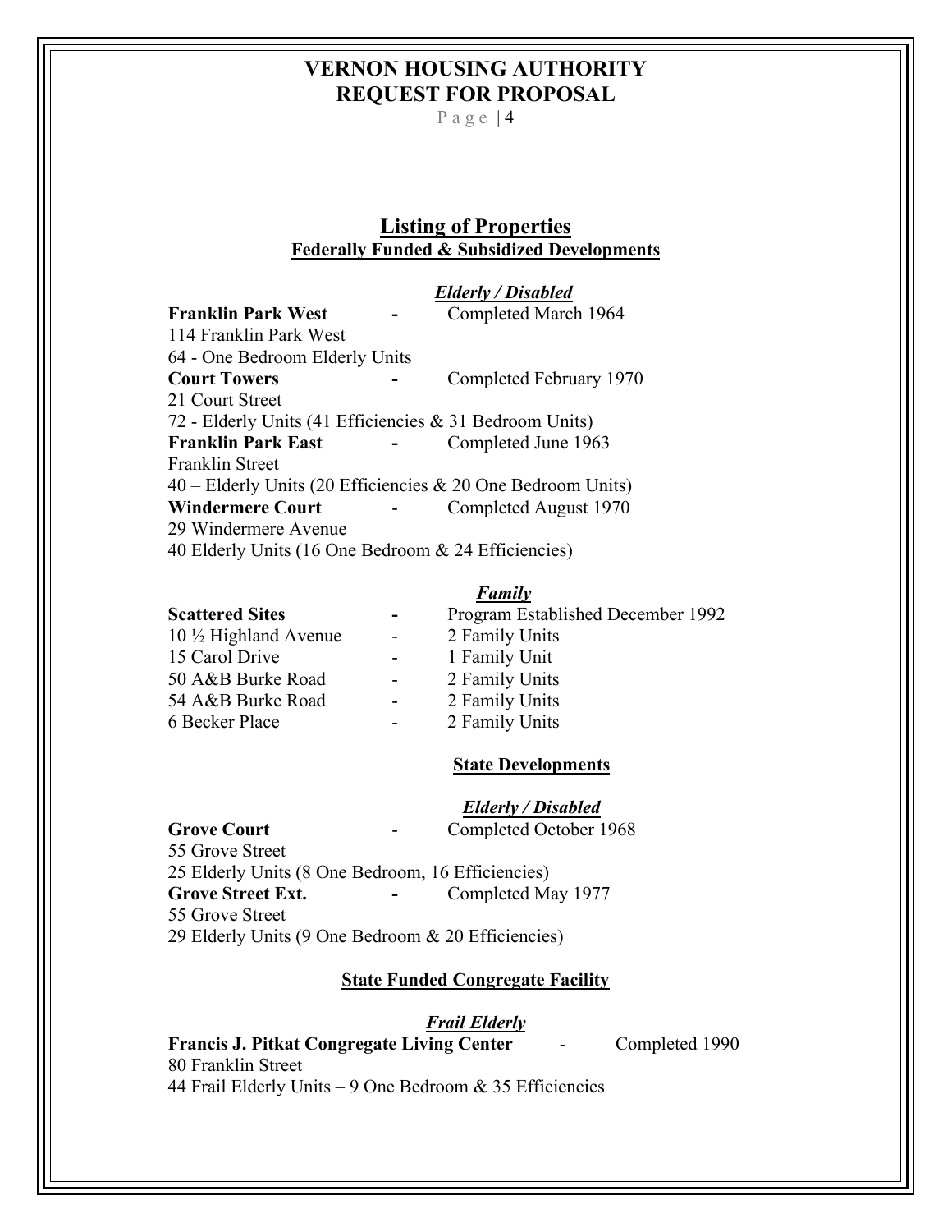## Listing of Properties

### Federally Funded & Subsidized Developments

***Elderly / Disabled***

**Franklin Park West** - Completed March 1964
114 Franklin Park West
64 - One Bedroom Elderly Units

**Court Towers** - Completed February 1970
21 Court Street
72 - Elderly Units (41 Efficiencies & 31 Bedroom Units)

**Franklin Park East** - Completed June 1963
Franklin Street
40 – Elderly Units (20 Efficiencies & 20 One Bedroom Units)

**Windermere Court** - Completed August 1970
29 Windermere Avenue
40 Elderly Units (16 One Bedroom & 24 Efficiencies)

***Family***

**Scattered Sites** - Program Established December 1992

10 ½ Highland Avenue - 2 Family Units
15 Carol Drive - 1 Family Unit
50 A&B Burke Road - 2 Family Units
54 A&B Burke Road - 2 Family Units
6 Becker Place - 2 Family Units

### State Developments

***Elderly / Disabled***

**Grove Court** - Completed October 1968
55 Grove Street
25 Elderly Units (8 One Bedroom, 16 Efficiencies)

**Grove Street Ext.** - Completed May 1977
55 Grove Street
29 Elderly Units (9 One Bedroom & 20 Efficiencies)

### State Funded Congregate Facility

***Frail Elderly***

**Francis J. Pitkat Congregate Living Center** - Completed 1990
80 Franklin Street
44 Frail Elderly Units – 9 One Bedroom & 35 Efficiencies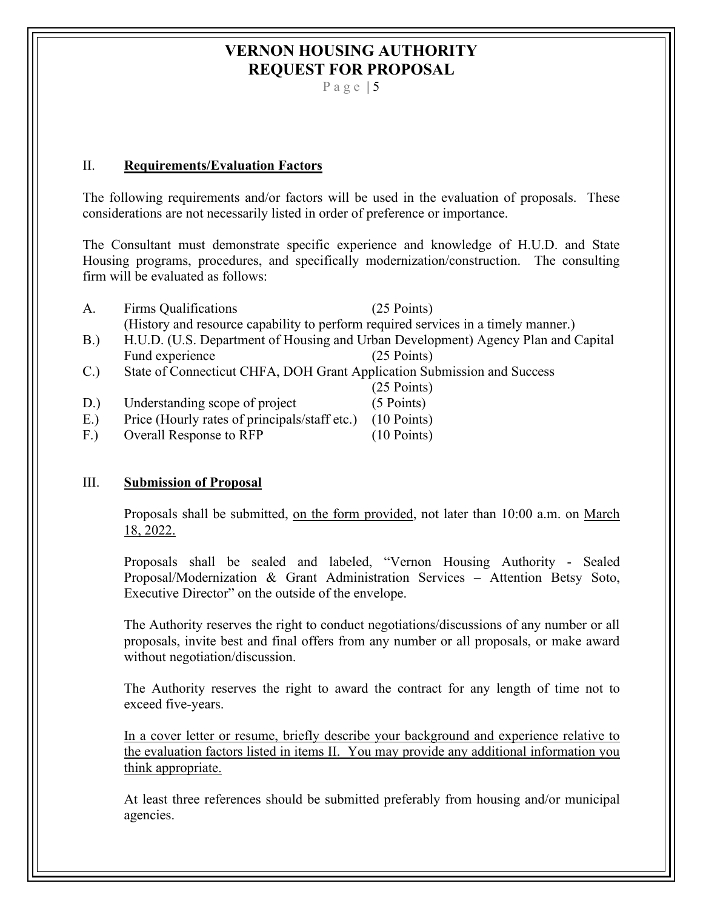## II. **Requirements/Evaluation Factors**

The following requirements and/or factors will be used in the evaluation of proposals. These considerations are not necessarily listed in order of preference or importance.

The Consultant must demonstrate specific experience and knowledge of H.U.D. and State Housing programs, procedures, and specifically modernization/construction. The consulting firm will be evaluated as follows:

A. Firms Qualifications (25 Points)
(History and resource capability to perform required services in a timely manner.)

B.) H.U.D. (U.S. Department of Housing and Urban Development) Agency Plan and Capital Fund experience (25 Points)

C.) State of Connecticut CHFA, DOH Grant Application Submission and Success (25 Points)

D.) Understanding scope of project (5 Points)

E.) Price (Hourly rates of principals/staff etc.) (10 Points)

F.) Overall Response to RFP (10 Points)

## III. **Submission of Proposal**

Proposals shall be submitted, <u>on the form provided</u>, not later than 10:00 a.m. on <u>March 18, 2022.</u>

Proposals shall be sealed and labeled, "Vernon Housing Authority - Sealed Proposal/Modernization & Grant Administration Services – Attention Betsy Soto, Executive Director" on the outside of the envelope.

The Authority reserves the right to conduct negotiations/discussions of any number or all proposals, invite best and final offers from any number or all proposals, or make award without negotiation/discussion.

The Authority reserves the right to award the contract for any length of time not to exceed five-years.

<u>In a cover letter or resume, briefly describe your background and experience relative to the evaluation factors listed in items II. You may provide any additional information you think appropriate.</u>

At least three references should be submitted preferably from housing and/or municipal agencies.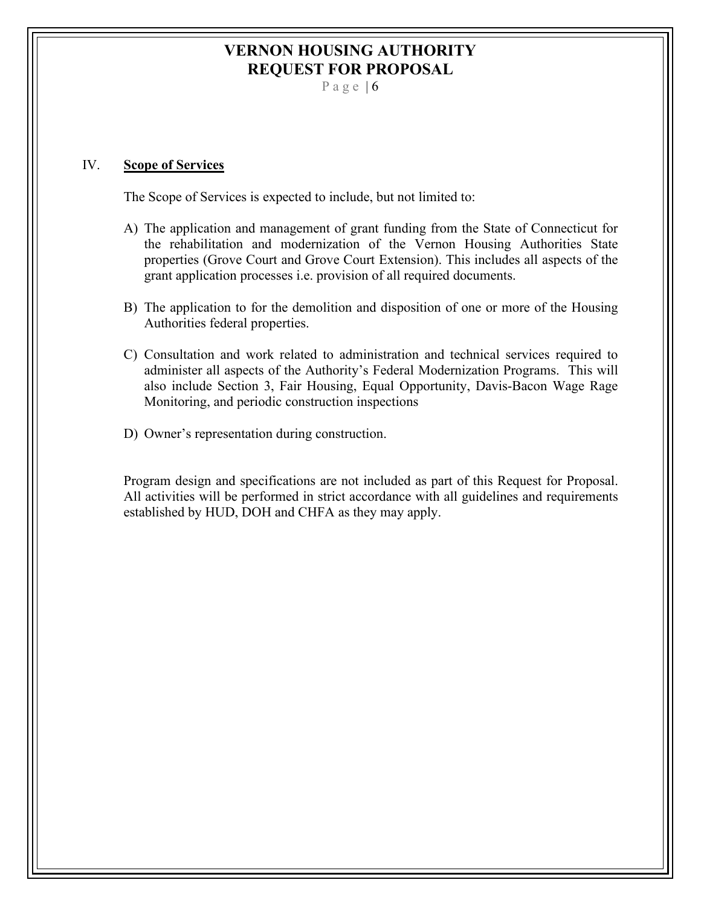## IV. **Scope of Services**

The Scope of Services is expected to include, but not limited to:

A) The application and management of grant funding from the State of Connecticut for the rehabilitation and modernization of the Vernon Housing Authorities State properties (Grove Court and Grove Court Extension). This includes all aspects of the grant application processes i.e. provision of all required documents.

B) The application to for the demolition and disposition of one or more of the Housing Authorities federal properties.

C) Consultation and work related to administration and technical services required to administer all aspects of the Authority's Federal Modernization Programs. This will also include Section 3, Fair Housing, Equal Opportunity, Davis-Bacon Wage Rage Monitoring, and periodic construction inspections

D) Owner's representation during construction.

Program design and specifications are not included as part of this Request for Proposal. All activities will be performed in strict accordance with all guidelines and requirements established by HUD, DOH and CHFA as they may apply.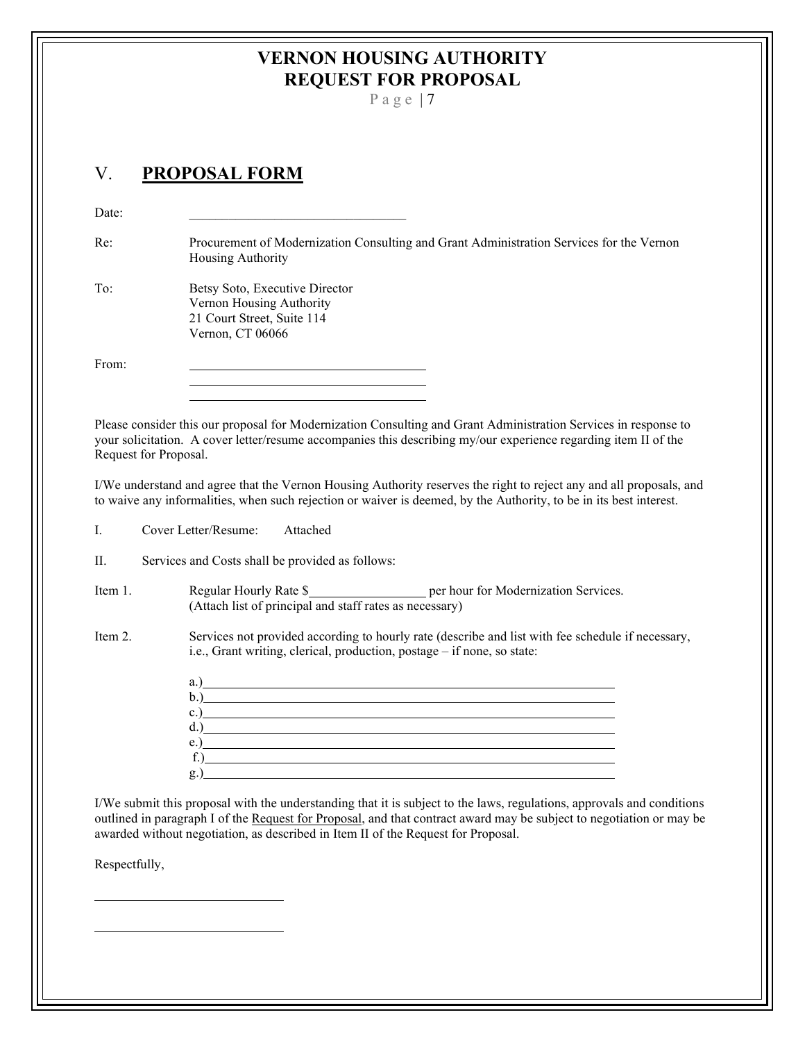# V. PROPOSAL FORM

Date: ________________________________

Re: Procurement of Modernization Consulting and Grant Administration Services for the Vernon Housing Authority

To: Betsy Soto, Executive Director
Vernon Housing Authority
21 Court Street, Suite 114
Vernon, CT 06066

From: ________________________________
________________________________
________________________________

Please consider this our proposal for Modernization Consulting and Grant Administration Services in response to your solicitation. A cover letter/resume accompanies this describing my/our experience regarding item II of the Request for Proposal.

I/We understand and agree that the Vernon Housing Authority reserves the right to reject any and all proposals, and to waive any informalities, when such rejection or waiver is deemed, by the Authority, to be in its best interest.

I. Cover Letter/Resume: Attached

II. Services and Costs shall be provided as follows:

Item 1. Regular Hourly Rate $________________ per hour for Modernization Services.
(Attach list of principal and staff rates as necessary)

Item 2. Services not provided according to hourly rate (describe and list with fee schedule if necessary, i.e., Grant writing, clerical, production, postage – if none, so state:

a.)____________________________________________________________
b.)____________________________________________________________
c.)____________________________________________________________
d.)____________________________________________________________
e.)____________________________________________________________
f.)____________________________________________________________
g.)____________________________________________________________

I/We submit this proposal with the understanding that it is subject to the laws, regulations, approvals and conditions outlined in paragraph I of the Request for Proposal, and that contract award may be subject to negotiation or may be awarded without negotiation, as described in Item II of the Request for Proposal.

Respectfully,

____________________________

____________________________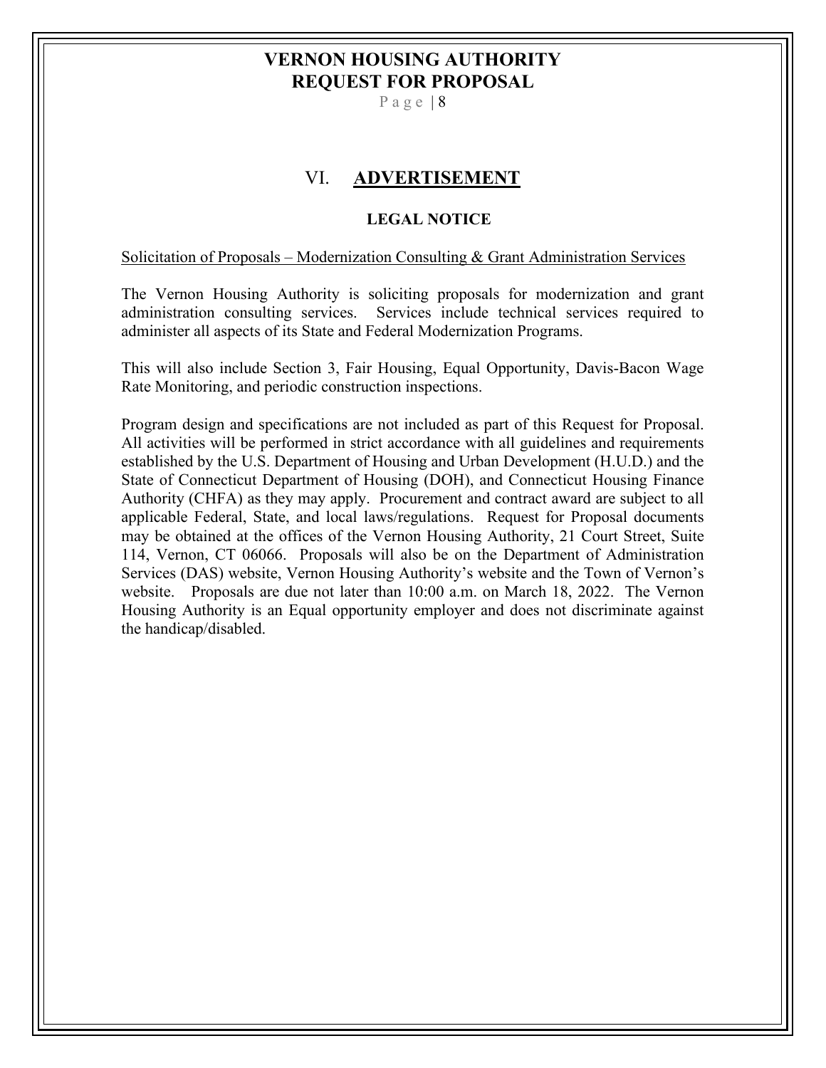## VI. ADVERTISEMENT

### LEGAL NOTICE

Solicitation of Proposals – Modernization Consulting & Grant Administration Services

The Vernon Housing Authority is soliciting proposals for modernization and grant administration consulting services. Services include technical services required to administer all aspects of its State and Federal Modernization Programs.

This will also include Section 3, Fair Housing, Equal Opportunity, Davis-Bacon Wage Rate Monitoring, and periodic construction inspections.

Program design and specifications are not included as part of this Request for Proposal. All activities will be performed in strict accordance with all guidelines and requirements established by the U.S. Department of Housing and Urban Development (H.U.D.) and the State of Connecticut Department of Housing (DOH), and Connecticut Housing Finance Authority (CHFA) as they may apply. Procurement and contract award are subject to all applicable Federal, State, and local laws/regulations. Request for Proposal documents may be obtained at the offices of the Vernon Housing Authority, 21 Court Street, Suite 114, Vernon, CT 06066. Proposals will also be on the Department of Administration Services (DAS) website, Vernon Housing Authority's website and the Town of Vernon's website. Proposals are due not later than 10:00 a.m. on March 18, 2022. The Vernon Housing Authority is an Equal opportunity employer and does not discriminate against the handicap/disabled.